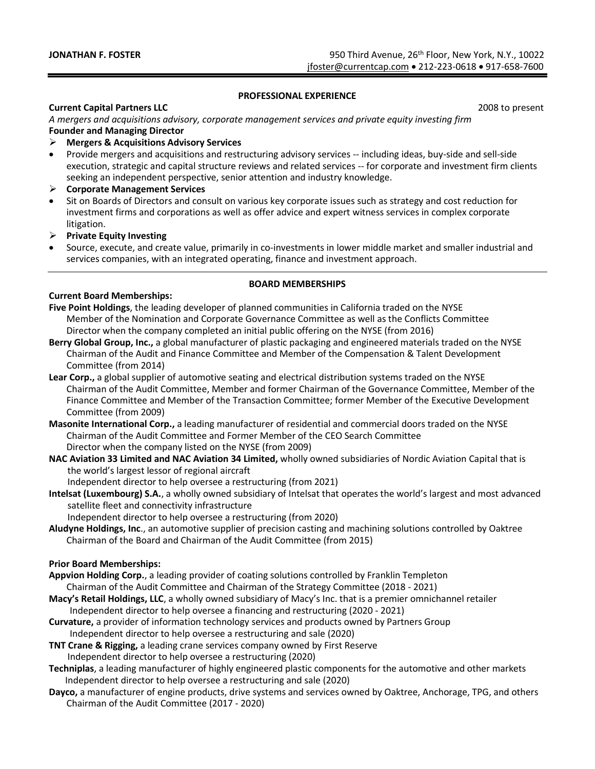**JONATHAN F. FOSTER**

950 Third Avenue, 26th Floor, New York, N.Y., 10022
jfoster@currentcap.com • 212-223-0618 • 917-658-7600

## PROFESSIONAL EXPERIENCE

**Current Capital Partners LLC** 2008 to present

*A mergers and acquisitions advisory, corporate management services and private equity investing firm*

**Founder and Managing Director**

- **Mergers & Acquisitions Advisory Services**
- Provide mergers and acquisitions and restructuring advisory services -- including ideas, buy-side and sell-side execution, strategic and capital structure reviews and related services -- for corporate and investment firm clients seeking an independent perspective, senior attention and industry knowledge.
- **Corporate Management Services**
- Sit on Boards of Directors and consult on various key corporate issues such as strategy and cost reduction for investment firms and corporations as well as offer advice and expert witness services in complex corporate litigation.
- **Private Equity Investing**
- Source, execute, and create value, primarily in co-investments in lower middle market and smaller industrial and services companies, with an integrated operating, finance and investment approach.

## BOARD MEMBERSHIPS

**Current Board Memberships:**

**Five Point Holdings**, the leading developer of planned communities in California traded on the NYSE
Member of the Nomination and Corporate Governance Committee as well as the Conflicts Committee
Director when the company completed an initial public offering on the NYSE (from 2016)

**Berry Global Group, Inc.,** a global manufacturer of plastic packaging and engineered materials traded on the NYSE
Chairman of the Audit and Finance Committee and Member of the Compensation & Talent Development Committee (from 2014)

**Lear Corp.,** a global supplier of automotive seating and electrical distribution systems traded on the NYSE
Chairman of the Audit Committee, Member and former Chairman of the Governance Committee, Member of the Finance Committee and Member of the Transaction Committee; former Member of the Executive Development Committee (from 2009)

**Masonite International Corp.,** a leading manufacturer of residential and commercial doors traded on the NYSE
Chairman of the Audit Committee and Former Member of the CEO Search Committee
Director when the company listed on the NYSE (from 2009)

**NAC Aviation 33 Limited and NAC Aviation 34 Limited,** wholly owned subsidiaries of Nordic Aviation Capital that is the world's largest lessor of regional aircraft
Independent director to help oversee a restructuring (from 2021)

**Intelsat (Luxembourg) S.A.**, a wholly owned subsidiary of Intelsat that operates the world's largest and most advanced satellite fleet and connectivity infrastructure
Independent director to help oversee a restructuring (from 2020)

**Aludyne Holdings, Inc**., an automotive supplier of precision casting and machining solutions controlled by Oaktree
Chairman of the Board and Chairman of the Audit Committee (from 2015)

**Prior Board Memberships:**

**Appvion Holding Corp.**, a leading provider of coating solutions controlled by Franklin Templeton
Chairman of the Audit Committee and Chairman of the Strategy Committee (2018 - 2021)

**Macy's Retail Holdings, LLC**, a wholly owned subsidiary of Macy's Inc. that is a premier omnichannel retailer
Independent director to help oversee a financing and restructuring (2020 - 2021)

**Curvature,** a provider of information technology services and products owned by Partners Group
Independent director to help oversee a restructuring and sale (2020)

**TNT Crane & Rigging,** a leading crane services company owned by First Reserve
Independent director to help oversee a restructuring (2020)

**Techniplas**, a leading manufacturer of highly engineered plastic components for the automotive and other markets
Independent director to help oversee a restructuring and sale (2020)

**Dayco,** a manufacturer of engine products, drive systems and services owned by Oaktree, Anchorage, TPG, and others
Chairman of the Audit Committee (2017 - 2020)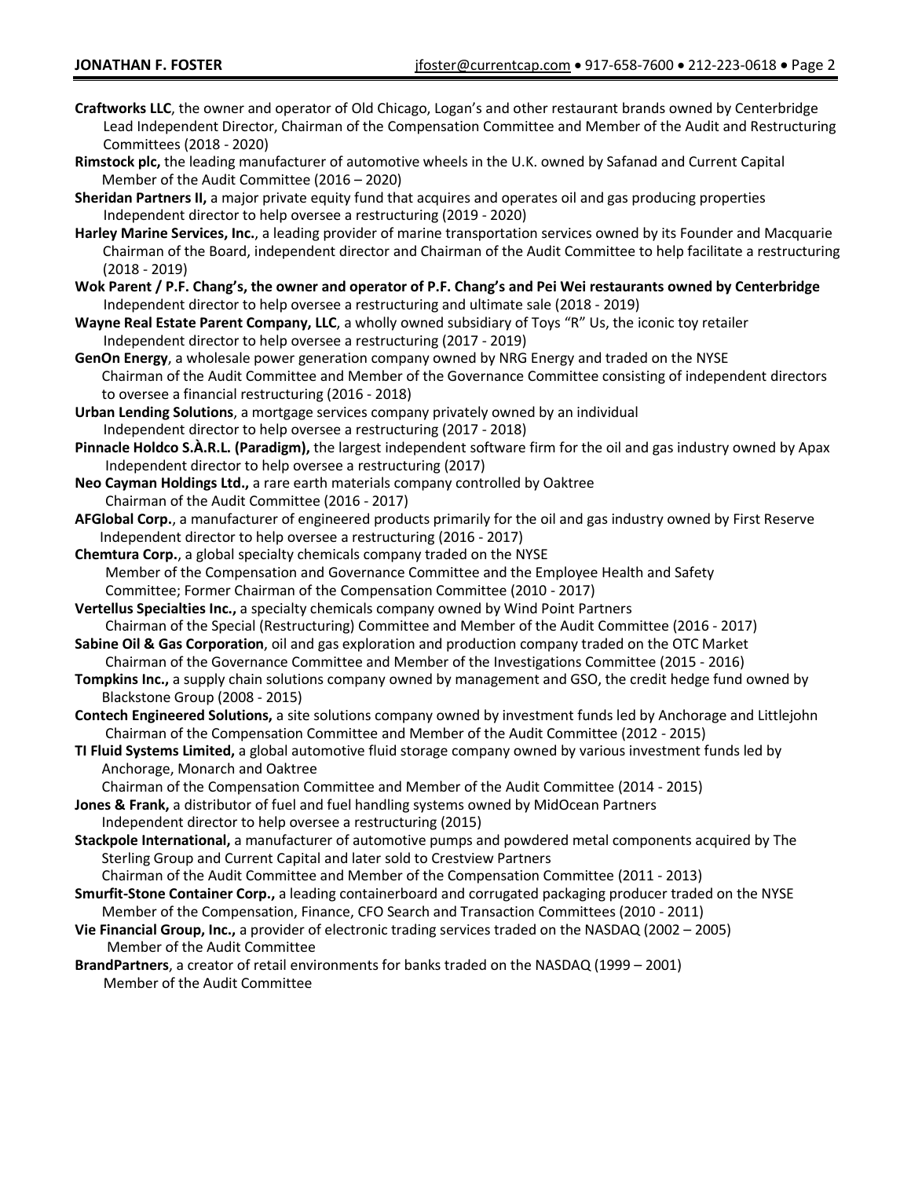**Craftworks LLC**, the owner and operator of Old Chicago, Logan's and other restaurant brands owned by Centerbridge
Lead Independent Director, Chairman of the Compensation Committee and Member of the Audit and Restructuring Committees (2018 - 2020)

**Rimstock plc,** the leading manufacturer of automotive wheels in the U.K. owned by Safanad and Current Capital
Member of the Audit Committee (2016 – 2020)

**Sheridan Partners II,** a major private equity fund that acquires and operates oil and gas producing properties
Independent director to help oversee a restructuring (2019 - 2020)

**Harley Marine Services, Inc.**, a leading provider of marine transportation services owned by its Founder and Macquarie
Chairman of the Board, independent director and Chairman of the Audit Committee to help facilitate a restructuring (2018 - 2019)

**Wok Parent / P.F. Chang's, the owner and operator of P.F. Chang's and Pei Wei restaurants owned by Centerbridge**
Independent director to help oversee a restructuring and ultimate sale (2018 - 2019)

**Wayne Real Estate Parent Company, LLC**, a wholly owned subsidiary of Toys "R" Us, the iconic toy retailer
Independent director to help oversee a restructuring (2017 - 2019)

**GenOn Energy**, a wholesale power generation company owned by NRG Energy and traded on the NYSE
Chairman of the Audit Committee and Member of the Governance Committee consisting of independent directors to oversee a financial restructuring (2016 - 2018)

**Urban Lending Solutions**, a mortgage services company privately owned by an individual
Independent director to help oversee a restructuring (2017 - 2018)

**Pinnacle Holdco S.À.R.L. (Paradigm),** the largest independent software firm for the oil and gas industry owned by Apax
Independent director to help oversee a restructuring (2017)

**Neo Cayman Holdings Ltd.,** a rare earth materials company controlled by Oaktree
Chairman of the Audit Committee (2016 - 2017)

**AFGlobal Corp.**, a manufacturer of engineered products primarily for the oil and gas industry owned by First Reserve
Independent director to help oversee a restructuring (2016 - 2017)

**Chemtura Corp.**, a global specialty chemicals company traded on the NYSE
Member of the Compensation and Governance Committee and the Employee Health and Safety Committee; Former Chairman of the Compensation Committee (2010 - 2017)

**Vertellus Specialties Inc.,** a specialty chemicals company owned by Wind Point Partners
Chairman of the Special (Restructuring) Committee and Member of the Audit Committee (2016 - 2017)

**Sabine Oil & Gas Corporation**, oil and gas exploration and production company traded on the OTC Market
Chairman of the Governance Committee and Member of the Investigations Committee (2015 - 2016)

**Tompkins Inc.,** a supply chain solutions company owned by management and GSO, the credit hedge fund owned by Blackstone Group (2008 - 2015)

**Contech Engineered Solutions,** a site solutions company owned by investment funds led by Anchorage and Littlejohn
Chairman of the Compensation Committee and Member of the Audit Committee (2012 - 2015)

**TI Fluid Systems Limited,** a global automotive fluid storage company owned by various investment funds led by Anchorage, Monarch and Oaktree
Chairman of the Compensation Committee and Member of the Audit Committee (2014 - 2015)

**Jones & Frank,** a distributor of fuel and fuel handling systems owned by MidOcean Partners
Independent director to help oversee a restructuring (2015)

**Stackpole International,** a manufacturer of automotive pumps and powdered metal components acquired by The Sterling Group and Current Capital and later sold to Crestview Partners
Chairman of the Audit Committee and Member of the Compensation Committee (2011 - 2013)

**Smurfit-Stone Container Corp.,** a leading containerboard and corrugated packaging producer traded on the NYSE
Member of the Compensation, Finance, CFO Search and Transaction Committees (2010 - 2011)

**Vie Financial Group, Inc.,** a provider of electronic trading services traded on the NASDAQ (2002 – 2005)
Member of the Audit Committee

**BrandPartners**, a creator of retail environments for banks traded on the NASDAQ (1999 – 2001)
Member of the Audit Committee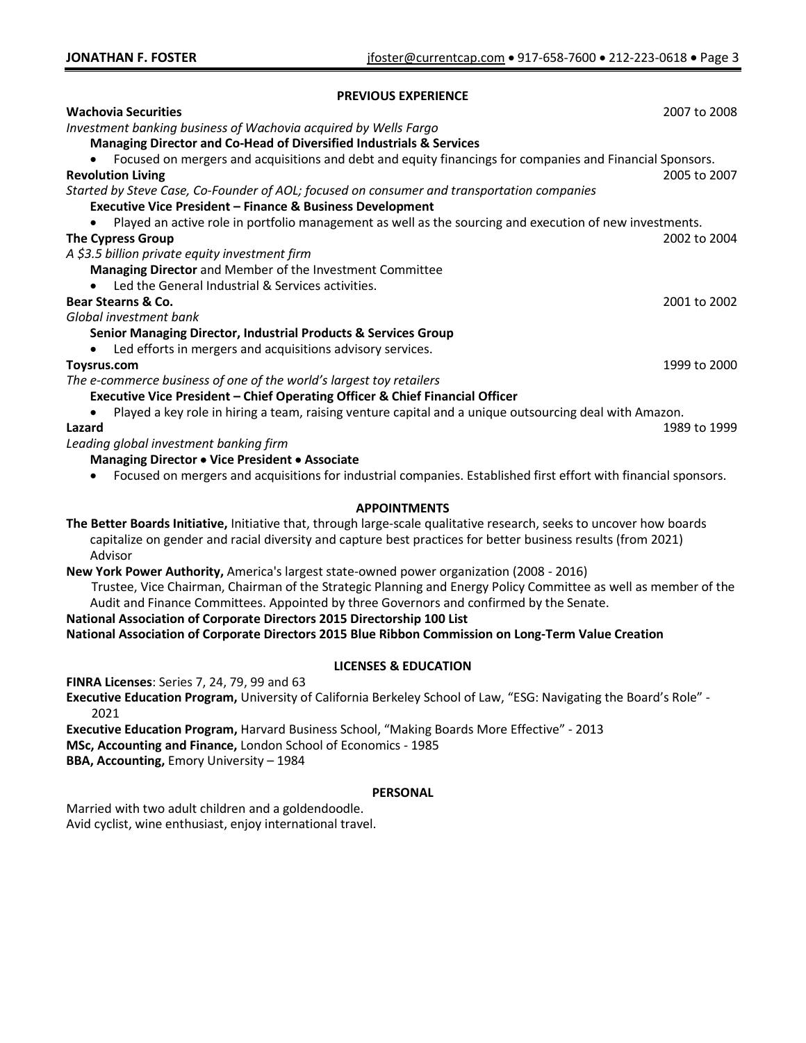## PREVIOUS EXPERIENCE

**Wachovia Securities** 2007 to 2008
*Investment banking business of Wachovia acquired by Wells Fargo*
**Managing Director and Co-Head of Diversified Industrials & Services**

- Focused on mergers and acquisitions and debt and equity financings for companies and Financial Sponsors.

**Revolution Living** 2005 to 2007
*Started by Steve Case, Co-Founder of AOL; focused on consumer and transportation companies*
**Executive Vice President – Finance & Business Development**

- Played an active role in portfolio management as well as the sourcing and execution of new investments.

**The Cypress Group** 2002 to 2004
*A $3.5 billion private equity investment firm*
**Managing Director** and Member of the Investment Committee

- Led the General Industrial & Services activities.

**Bear Stearns & Co.** 2001 to 2002
*Global investment bank*
**Senior Managing Director, Industrial Products & Services Group**

- Led efforts in mergers and acquisitions advisory services.

**Toysrus.com** 1999 to 2000
*The e-commerce business of one of the world's largest toy retailers*
**Executive Vice President – Chief Operating Officer & Chief Financial Officer**

- Played a key role in hiring a team, raising venture capital and a unique outsourcing deal with Amazon.

**Lazard** 1989 to 1999
*Leading global investment banking firm*
**Managing Director • Vice President • Associate**

- Focused on mergers and acquisitions for industrial companies. Established first effort with financial sponsors.

## APPOINTMENTS

**The Better Boards Initiative,** Initiative that, through large-scale qualitative research, seeks to uncover how boards capitalize on gender and racial diversity and capture best practices for better business results (from 2021)
Advisor

**New York Power Authority,** America's largest state-owned power organization (2008 - 2016)
Trustee, Vice Chairman, Chairman of the Strategic Planning and Energy Policy Committee as well as member of the Audit and Finance Committees. Appointed by three Governors and confirmed by the Senate.

**National Association of Corporate Directors 2015 Directorship 100 List**

**National Association of Corporate Directors 2015 Blue Ribbon Commission on Long-Term Value Creation**

## LICENSES & EDUCATION

**FINRA Licenses**: Series 7, 24, 79, 99 and 63

**Executive Education Program,** University of California Berkeley School of Law, "ESG: Navigating the Board's Role" - 2021

**Executive Education Program,** Harvard Business School, "Making Boards More Effective" - 2013

**MSc, Accounting and Finance,** London School of Economics - 1985

**BBA, Accounting,** Emory University – 1984

## PERSONAL

Married with two adult children and a goldendoodle.
Avid cyclist, wine enthusiast, enjoy international travel.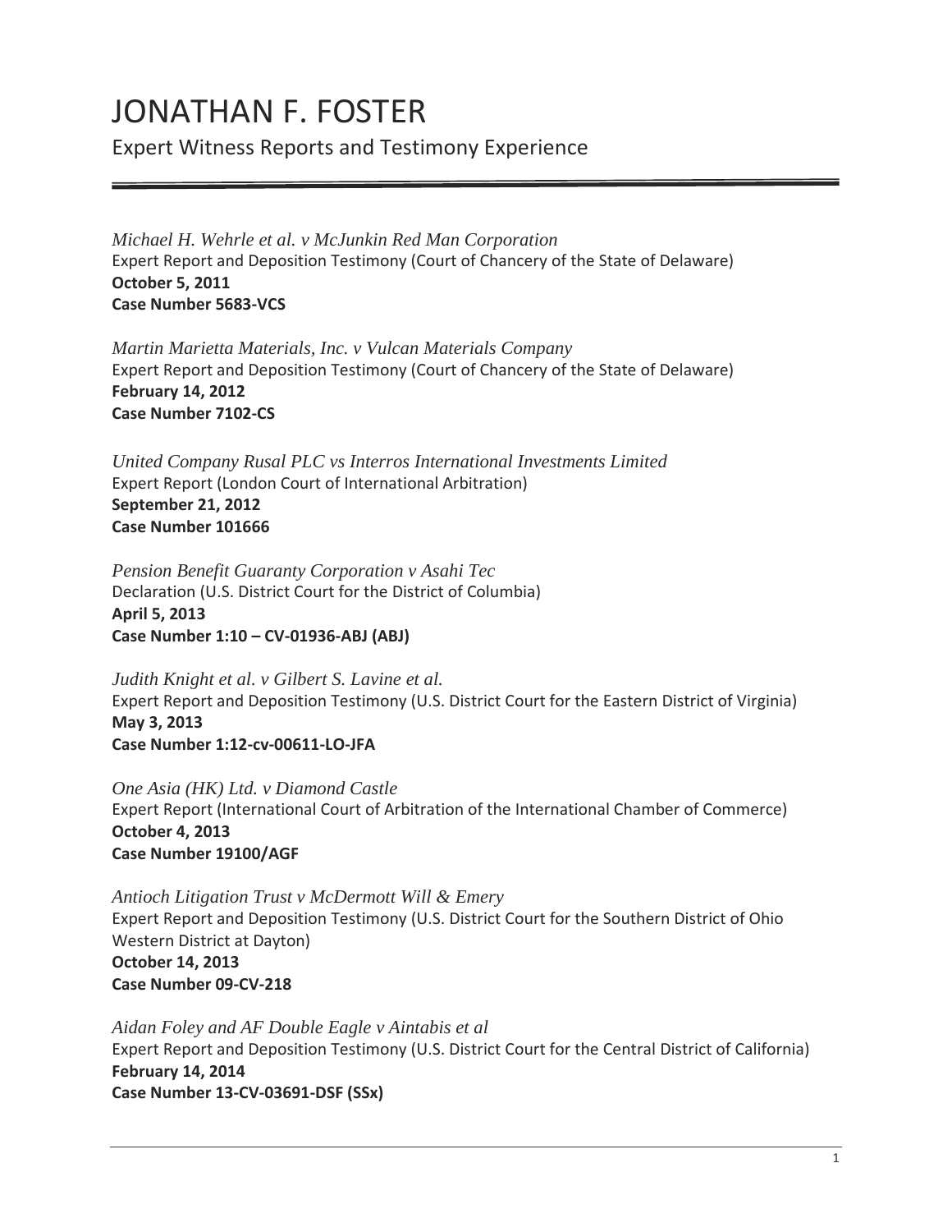# JONATHAN F. FOSTER

Expert Witness Reports and Testimony Experience

*Michael H. Wehrle et al. v McJunkin Red Man Corporation*
Expert Report and Deposition Testimony (Court of Chancery of the State of Delaware)
**October 5, 2011**
**Case Number 5683-VCS**

*Martin Marietta Materials, Inc. v Vulcan Materials Company*
Expert Report and Deposition Testimony (Court of Chancery of the State of Delaware)
**February 14, 2012**
**Case Number 7102-CS**

*United Company Rusal PLC vs Interros International Investments Limited*
Expert Report (London Court of International Arbitration)
**September 21, 2012**
**Case Number 101666**

*Pension Benefit Guaranty Corporation v Asahi Tec*
Declaration (U.S. District Court for the District of Columbia)
**April 5, 2013**
**Case Number 1:10 – CV-01936-ABJ (ABJ)**

*Judith Knight et al. v Gilbert S. Lavine et al.*
Expert Report and Deposition Testimony (U.S. District Court for the Eastern District of Virginia)
**May 3, 2013**
**Case Number 1:12-cv-00611-LO-JFA**

*One Asia (HK) Ltd. v Diamond Castle*
Expert Report (International Court of Arbitration of the International Chamber of Commerce)
**October 4, 2013**
**Case Number 19100/AGF**

*Antioch Litigation Trust v McDermott Will & Emery*
Expert Report and Deposition Testimony (U.S. District Court for the Southern District of Ohio Western District at Dayton)
**October 14, 2013**
**Case Number 09-CV-218**

*Aidan Foley and AF Double Eagle v Aintabis et al*
Expert Report and Deposition Testimony (U.S. District Court for the Central District of California)
**February 14, 2014**
**Case Number 13-CV-03691-DSF (SSx)**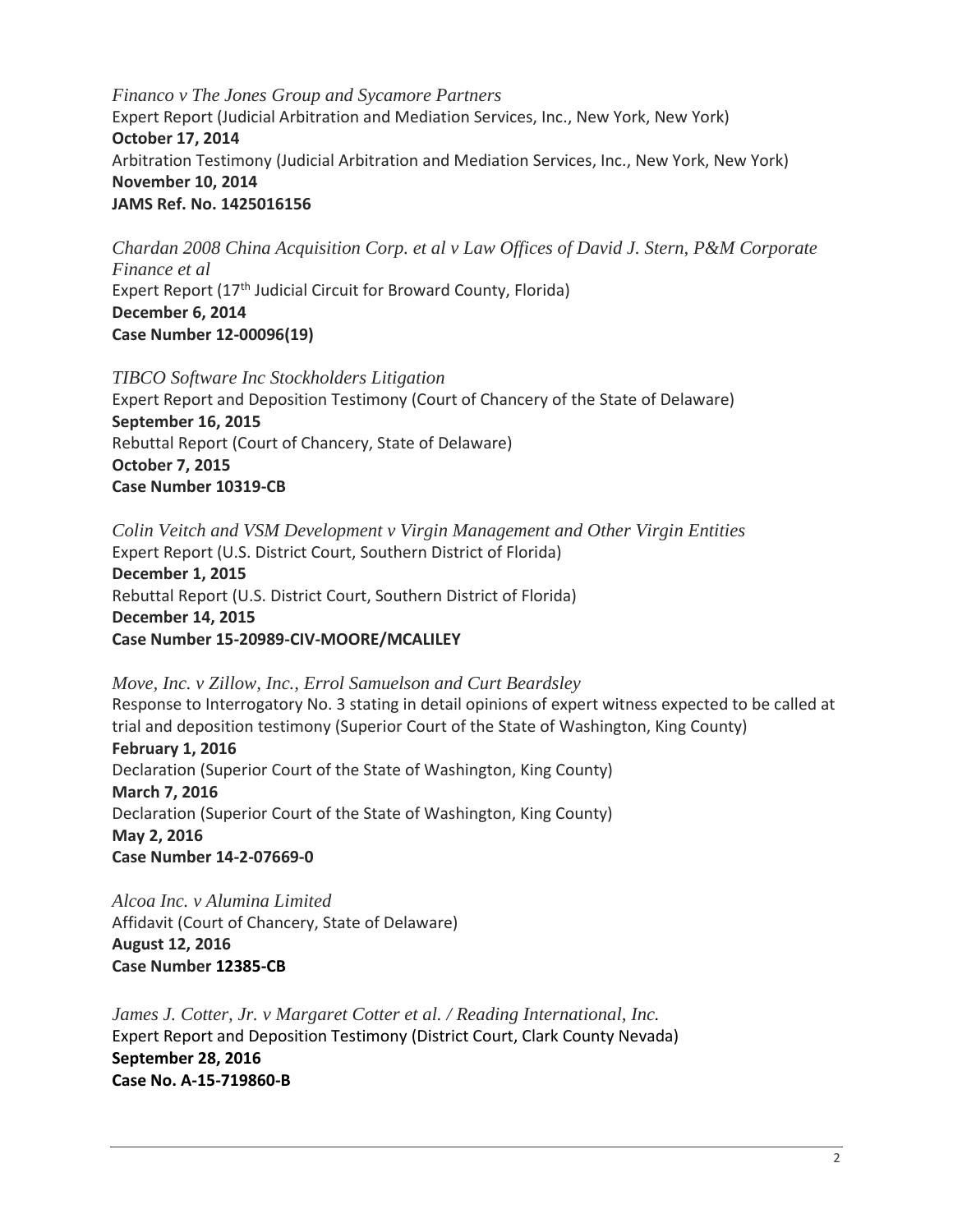*Financo v The Jones Group and Sycamore Partners*
Expert Report (Judicial Arbitration and Mediation Services, Inc., New York, New York)
**October 17, 2014**
Arbitration Testimony (Judicial Arbitration and Mediation Services, Inc., New York, New York)
**November 10, 2014**
**JAMS Ref. No. 1425016156**

*Chardan 2008 China Acquisition Corp. et al v Law Offices of David J. Stern, P&M Corporate Finance et al*
Expert Report (17th Judicial Circuit for Broward County, Florida)
**December 6, 2014**
**Case Number 12-00096(19)**

*TIBCO Software Inc Stockholders Litigation*
Expert Report and Deposition Testimony (Court of Chancery of the State of Delaware)
**September 16, 2015**
Rebuttal Report (Court of Chancery, State of Delaware)
**October 7, 2015**
**Case Number 10319-CB**

*Colin Veitch and VSM Development v Virgin Management and Other Virgin Entities*
Expert Report (U.S. District Court, Southern District of Florida)
**December 1, 2015**
Rebuttal Report (U.S. District Court, Southern District of Florida)
**December 14, 2015**
**Case Number 15-20989-CIV-MOORE/MCALILEY**

*Move, Inc. v Zillow, Inc., Errol Samuelson and Curt Beardsley*
Response to Interrogatory No. 3 stating in detail opinions of expert witness expected to be called at trial and deposition testimony (Superior Court of the State of Washington, King County)
**February 1, 2016**
Declaration (Superior Court of the State of Washington, King County)
**March 7, 2016**
Declaration (Superior Court of the State of Washington, King County)
**May 2, 2016**
**Case Number 14-2-07669-0**

*Alcoa Inc. v Alumina Limited*
Affidavit (Court of Chancery, State of Delaware)
**August 12, 2016**
**Case Number 12385-CB**

*James J. Cotter, Jr. v Margaret Cotter et al. / Reading International, Inc.*
Expert Report and Deposition Testimony (District Court, Clark County Nevada)
**September 28, 2016**
**Case No. A-15-719860-B**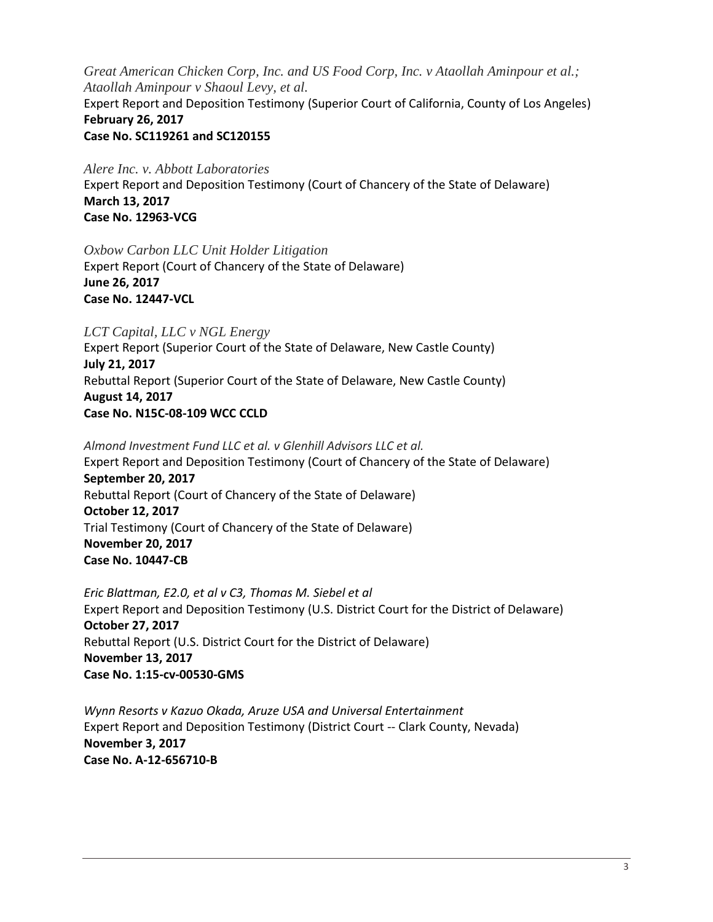*Great American Chicken Corp, Inc. and US Food Corp, Inc. v Ataollah Aminpour et al.; Ataollah Aminpour v Shaoul Levy, et al.*
Expert Report and Deposition Testimony (Superior Court of California, County of Los Angeles)
**February 26, 2017**
**Case No. SC119261 and SC120155**

*Alere Inc. v. Abbott Laboratories*
Expert Report and Deposition Testimony (Court of Chancery of the State of Delaware)
**March 13, 2017**
**Case No. 12963-VCG**

*Oxbow Carbon LLC Unit Holder Litigation*
Expert Report (Court of Chancery of the State of Delaware)
**June 26, 2017**
**Case No. 12447-VCL**

*LCT Capital, LLC v NGL Energy*
Expert Report (Superior Court of the State of Delaware, New Castle County)
**July 21, 2017**
Rebuttal Report (Superior Court of the State of Delaware, New Castle County)
**August 14, 2017**
**Case No. N15C-08-109 WCC CCLD**

*Almond Investment Fund LLC et al. v Glenhill Advisors LLC et al.*
Expert Report and Deposition Testimony (Court of Chancery of the State of Delaware)
**September 20, 2017**
Rebuttal Report (Court of Chancery of the State of Delaware)
**October 12, 2017**
Trial Testimony (Court of Chancery of the State of Delaware)
**November 20, 2017**
**Case No. 10447-CB**

*Eric Blattman, E2.0, et al v C3, Thomas M. Siebel et al*
Expert Report and Deposition Testimony (U.S. District Court for the District of Delaware)
**October 27, 2017**
Rebuttal Report (U.S. District Court for the District of Delaware)
**November 13, 2017**
**Case No. 1:15-cv-00530-GMS**

*Wynn Resorts v Kazuo Okada, Aruze USA and Universal Entertainment*
Expert Report and Deposition Testimony (District Court -- Clark County, Nevada)
**November 3, 2017**
**Case No. A-12-656710-B**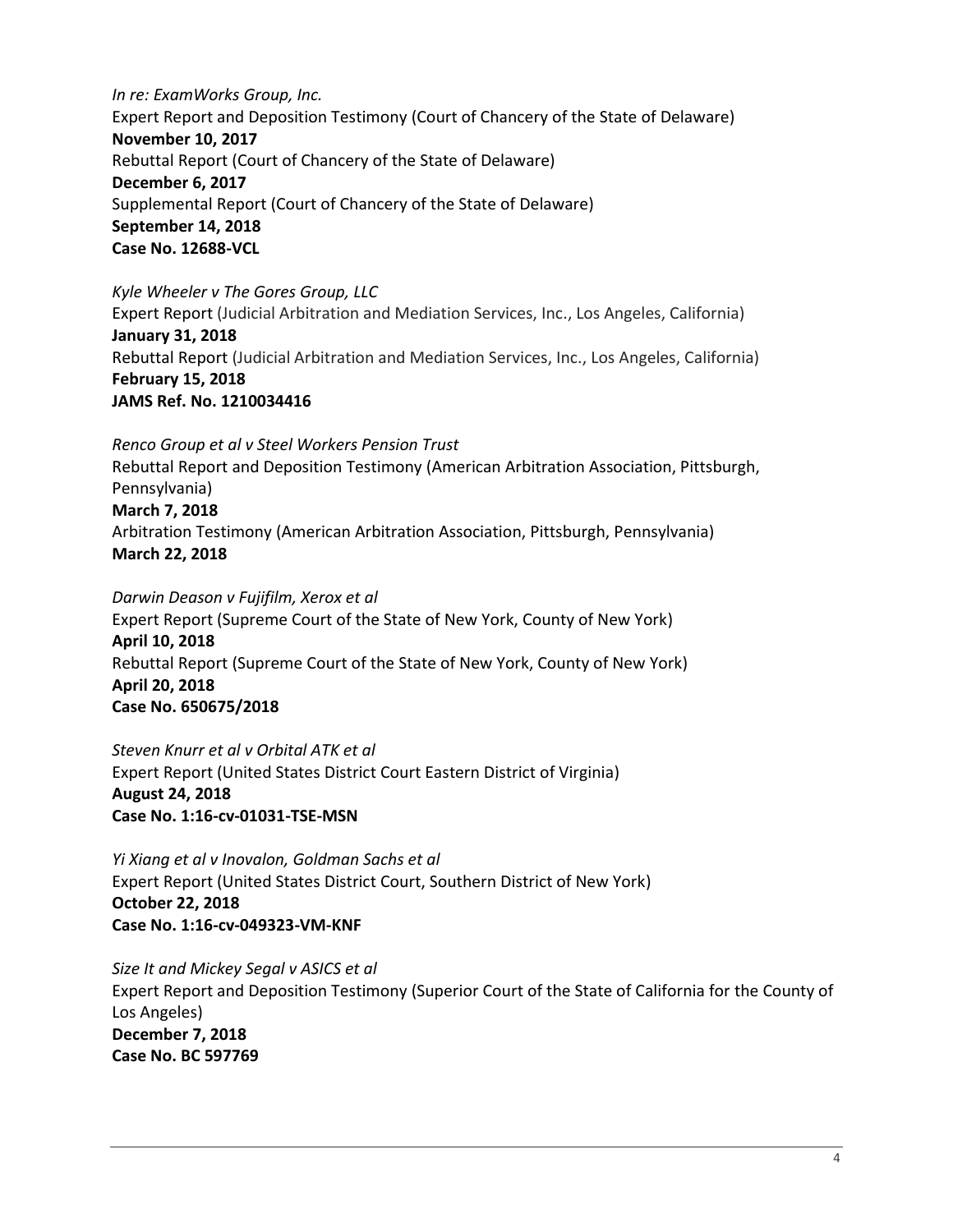*In re: ExamWorks Group, Inc.*
Expert Report and Deposition Testimony (Court of Chancery of the State of Delaware)
**November 10, 2017**
Rebuttal Report (Court of Chancery of the State of Delaware)
**December 6, 2017**
Supplemental Report (Court of Chancery of the State of Delaware)
**September 14, 2018**
**Case No. 12688-VCL**

*Kyle Wheeler v The Gores Group, LLC*
Expert Report (Judicial Arbitration and Mediation Services, Inc., Los Angeles, California)
**January 31, 2018**
Rebuttal Report (Judicial Arbitration and Mediation Services, Inc., Los Angeles, California)
**February 15, 2018**
**JAMS Ref. No. 1210034416**

*Renco Group et al v Steel Workers Pension Trust*
Rebuttal Report and Deposition Testimony (American Arbitration Association, Pittsburgh, Pennsylvania)
**March 7, 2018**
Arbitration Testimony (American Arbitration Association, Pittsburgh, Pennsylvania)
**March 22, 2018**

*Darwin Deason v Fujifilm, Xerox et al*
Expert Report (Supreme Court of the State of New York, County of New York)
**April 10, 2018**
Rebuttal Report (Supreme Court of the State of New York, County of New York)
**April 20, 2018**
**Case No. 650675/2018**

*Steven Knurr et al v Orbital ATK et al*
Expert Report (United States District Court Eastern District of Virginia)
**August 24, 2018**
**Case No. 1:16-cv-01031-TSE-MSN**

*Yi Xiang et al v Inovalon, Goldman Sachs et al*
Expert Report (United States District Court, Southern District of New York)
**October 22, 2018**
**Case No. 1:16-cv-049323-VM-KNF**

*Size It and Mickey Segal v ASICS et al*
Expert Report and Deposition Testimony (Superior Court of the State of California for the County of Los Angeles)
**December 7, 2018**
**Case No. BC 597769**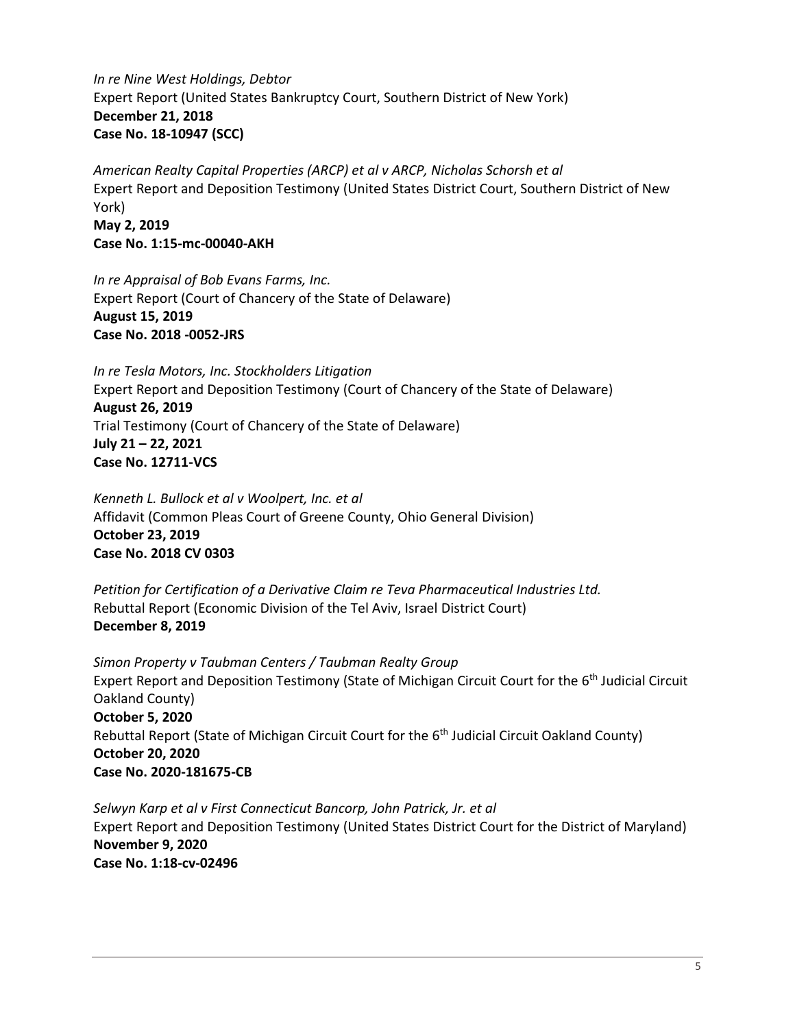*In re Nine West Holdings, Debtor*
Expert Report (United States Bankruptcy Court, Southern District of New York)
**December 21, 2018**
**Case No. 18-10947 (SCC)**

*American Realty Capital Properties (ARCP) et al v ARCP, Nicholas Schorsh et al*
Expert Report and Deposition Testimony (United States District Court, Southern District of New York)
**May 2, 2019**
**Case No. 1:15-mc-00040-AKH**

*In re Appraisal of Bob Evans Farms, Inc.*
Expert Report (Court of Chancery of the State of Delaware)
**August 15, 2019**
**Case No. 2018 -0052-JRS**

*In re Tesla Motors, Inc. Stockholders Litigation*
Expert Report and Deposition Testimony (Court of Chancery of the State of Delaware)
**August 26, 2019**
Trial Testimony (Court of Chancery of the State of Delaware)
**July 21 – 22, 2021**
**Case No. 12711-VCS**

*Kenneth L. Bullock et al v Woolpert, Inc. et al*
Affidavit (Common Pleas Court of Greene County, Ohio General Division)
**October 23, 2019**
**Case No. 2018 CV 0303**

*Petition for Certification of a Derivative Claim re Teva Pharmaceutical Industries Ltd.*
Rebuttal Report (Economic Division of the Tel Aviv, Israel District Court)
**December 8, 2019**

*Simon Property v Taubman Centers / Taubman Realty Group*
Expert Report and Deposition Testimony (State of Michigan Circuit Court for the 6th Judicial Circuit Oakland County)
**October 5, 2020**
Rebuttal Report (State of Michigan Circuit Court for the 6th Judicial Circuit Oakland County)
**October 20, 2020**
**Case No. 2020-181675-CB**

*Selwyn Karp et al v First Connecticut Bancorp, John Patrick, Jr. et al*
Expert Report and Deposition Testimony (United States District Court for the District of Maryland)
**November 9, 2020**
**Case No. 1:18-cv-02496**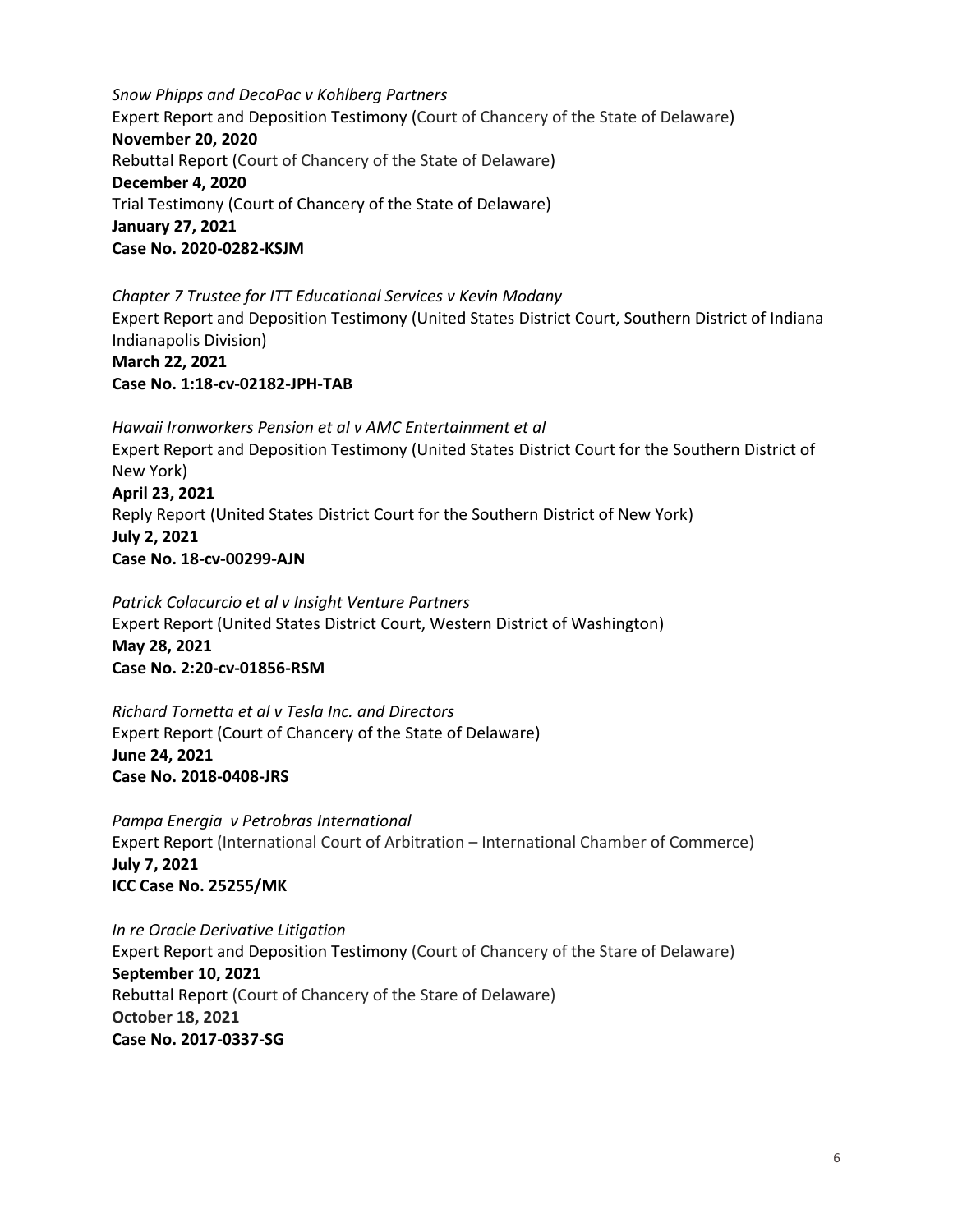*Snow Phipps and DecoPac v Kohlberg Partners*
Expert Report and Deposition Testimony (Court of Chancery of the State of Delaware)
**November 20, 2020**
Rebuttal Report (Court of Chancery of the State of Delaware)
**December 4, 2020**
Trial Testimony (Court of Chancery of the State of Delaware)
**January 27, 2021**
**Case No. 2020-0282-KSJM**

*Chapter 7 Trustee for ITT Educational Services v Kevin Modany*
Expert Report and Deposition Testimony (United States District Court, Southern District of Indiana Indianapolis Division)
**March 22, 2021**
**Case No. 1:18-cv-02182-JPH-TAB**

*Hawaii Ironworkers Pension et al v AMC Entertainment et al*
Expert Report and Deposition Testimony (United States District Court for the Southern District of New York)
**April 23, 2021**
Reply Report (United States District Court for the Southern District of New York)
**July 2, 2021**
**Case No. 18-cv-00299-AJN**

*Patrick Colacurcio et al v Insight Venture Partners*
Expert Report (United States District Court, Western District of Washington)
**May 28, 2021**
**Case No. 2:20-cv-01856-RSM**

*Richard Tornetta et al v Tesla Inc. and Directors*
Expert Report (Court of Chancery of the State of Delaware)
**June 24, 2021**
**Case No. 2018-0408-JRS**

*Pampa Energia v Petrobras International*
Expert Report (International Court of Arbitration – International Chamber of Commerce)
**July 7, 2021**
**ICC Case No. 25255/MK**

*In re Oracle Derivative Litigation*
Expert Report and Deposition Testimony (Court of Chancery of the Stare of Delaware)
**September 10, 2021**
Rebuttal Report (Court of Chancery of the Stare of Delaware)
**October 18, 2021**
**Case No. 2017-0337-SG**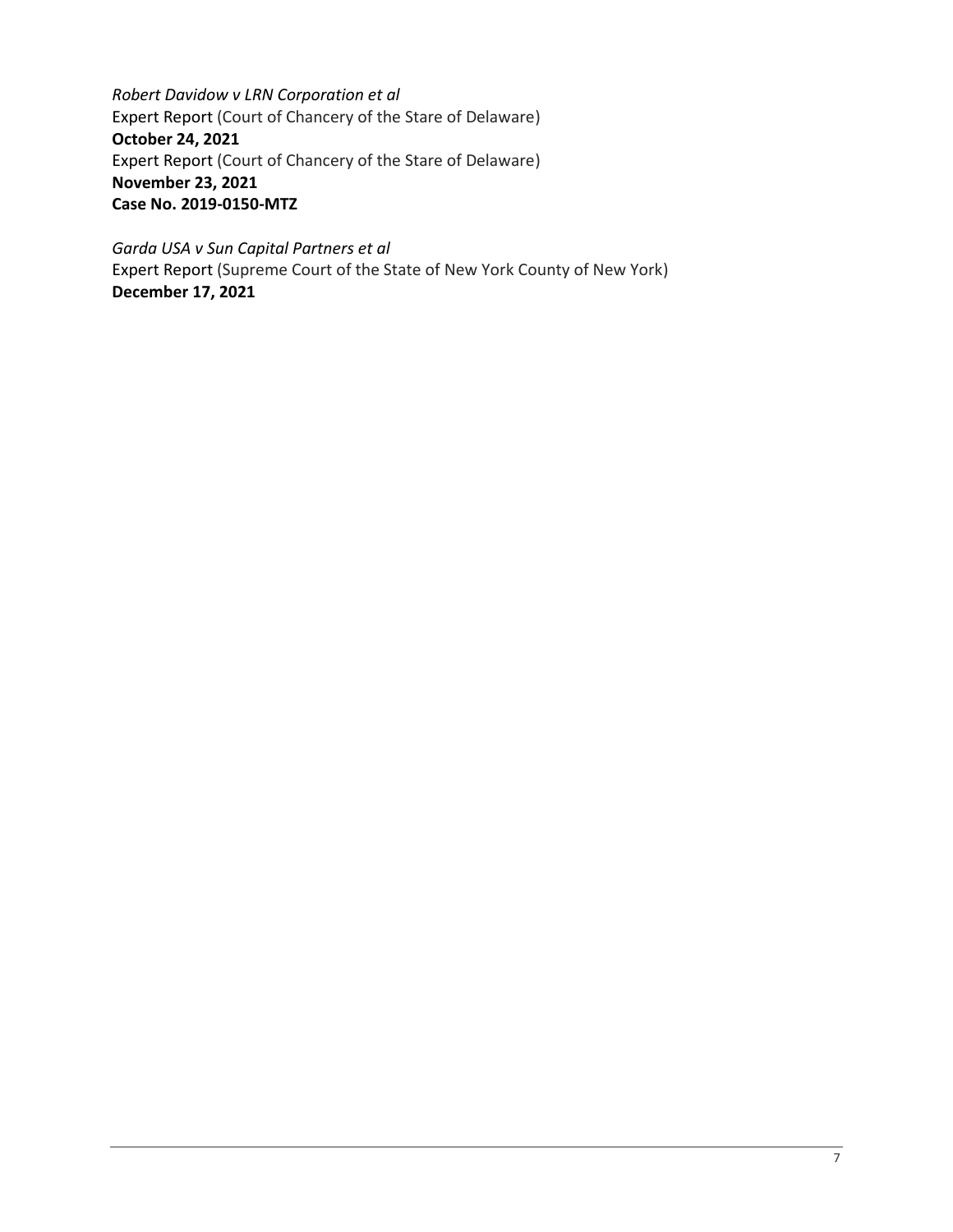*Robert Davidow v LRN Corporation et al*
Expert Report (Court of Chancery of the Stare of Delaware)
**October 24, 2021**
Expert Report (Court of Chancery of the Stare of Delaware)
**November 23, 2021**
**Case No. 2019-0150-MTZ**

*Garda USA v Sun Capital Partners et al*
Expert Report (Supreme Court of the State of New York County of New York)
**December 17, 2021**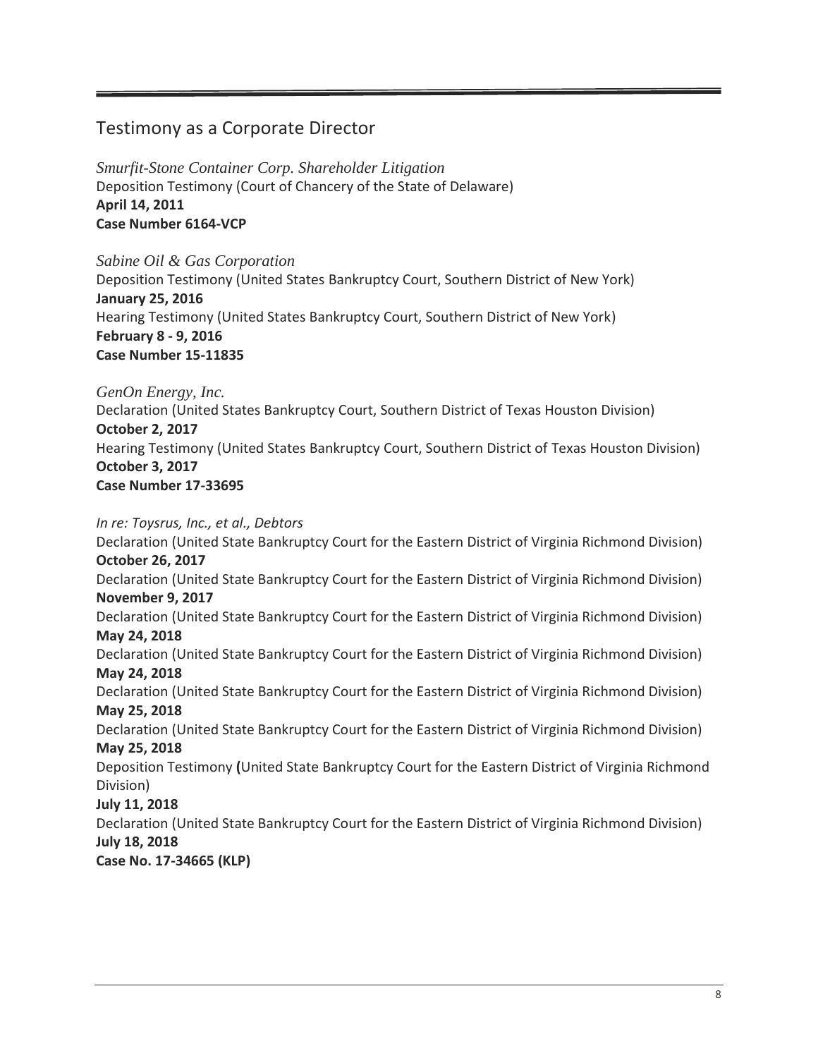## Testimony as a Corporate Director

*Smurfit-Stone Container Corp. Shareholder Litigation*
Deposition Testimony (Court of Chancery of the State of Delaware)
**April 14, 2011**
**Case Number 6164-VCP**

*Sabine Oil & Gas Corporation*
Deposition Testimony (United States Bankruptcy Court, Southern District of New York)
**January 25, 2016**
Hearing Testimony (United States Bankruptcy Court, Southern District of New York)
**February 8 - 9, 2016**
**Case Number 15-11835**

*GenOn Energy, Inc.*
Declaration (United States Bankruptcy Court, Southern District of Texas Houston Division)
**October 2, 2017**
Hearing Testimony (United States Bankruptcy Court, Southern District of Texas Houston Division)
**October 3, 2017**
**Case Number 17-33695**

*In re: Toysrus, Inc., et al., Debtors*
Declaration (United State Bankruptcy Court for the Eastern District of Virginia Richmond Division)
**October 26, 2017**
Declaration (United State Bankruptcy Court for the Eastern District of Virginia Richmond Division)
**November 9, 2017**
Declaration (United State Bankruptcy Court for the Eastern District of Virginia Richmond Division)
**May 24, 2018**
Declaration (United State Bankruptcy Court for the Eastern District of Virginia Richmond Division)
**May 24, 2018**
Declaration (United State Bankruptcy Court for the Eastern District of Virginia Richmond Division)
**May 25, 2018**
Declaration (United State Bankruptcy Court for the Eastern District of Virginia Richmond Division)
**May 25, 2018**
Deposition Testimony **(**United State Bankruptcy Court for the Eastern District of Virginia Richmond Division)
**July 11, 2018**
Declaration (United State Bankruptcy Court for the Eastern District of Virginia Richmond Division)
**July 18, 2018**
**Case No. 17-34665 (KLP)**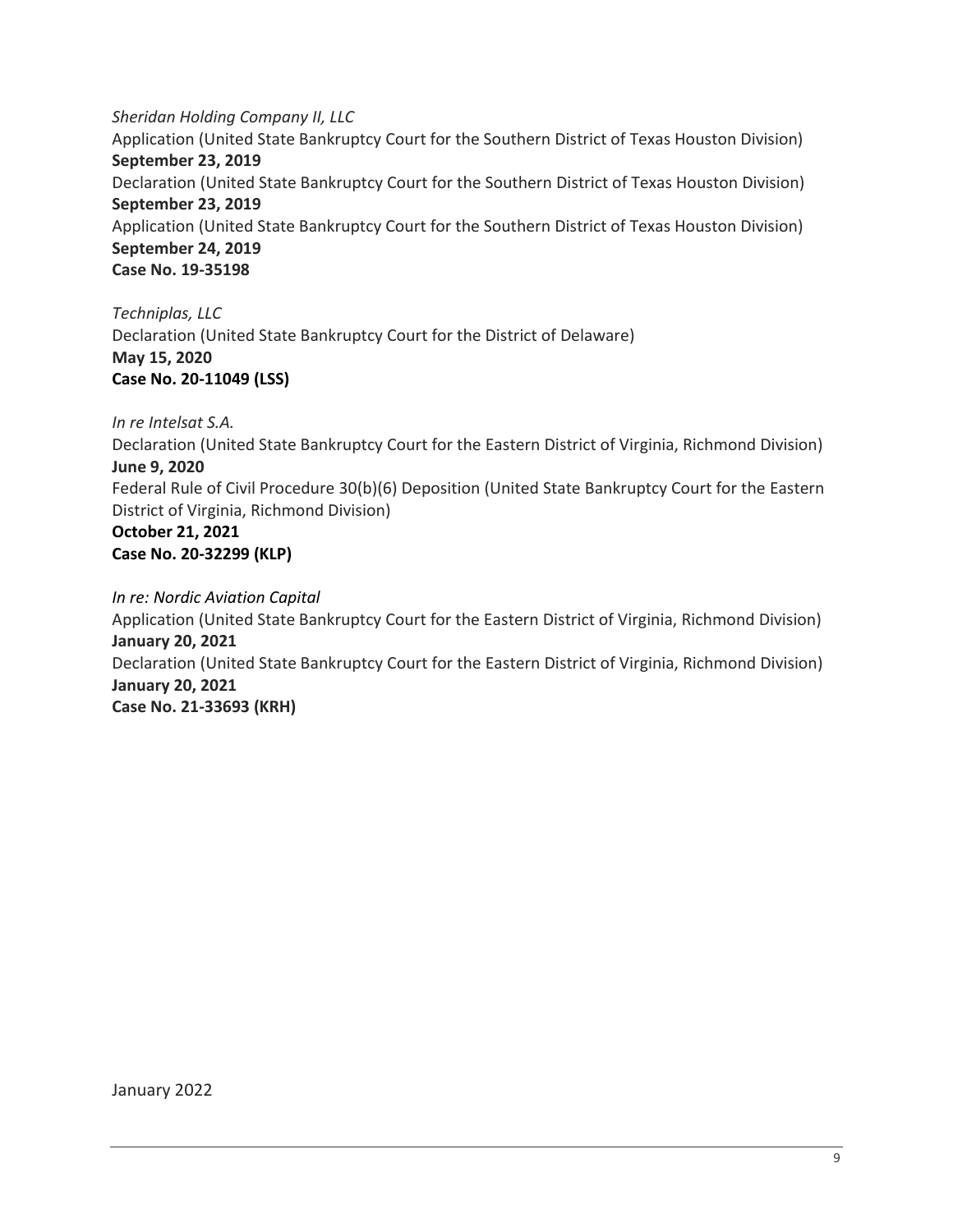*Sheridan Holding Company II, LLC*
Application (United State Bankruptcy Court for the Southern District of Texas Houston Division)
**September 23, 2019**
Declaration (United State Bankruptcy Court for the Southern District of Texas Houston Division)
**September 23, 2019**
Application (United State Bankruptcy Court for the Southern District of Texas Houston Division)
**September 24, 2019**
**Case No. 19-35198**

*Techniplas, LLC*
Declaration (United State Bankruptcy Court for the District of Delaware)
**May 15, 2020**
**Case No. 20-11049 (LSS)**

*In re Intelsat S.A.*
Declaration (United State Bankruptcy Court for the Eastern District of Virginia, Richmond Division)
**June 9, 2020**
Federal Rule of Civil Procedure 30(b)(6) Deposition (United State Bankruptcy Court for the Eastern District of Virginia, Richmond Division)
**October 21, 2021**
**Case No. 20-32299 (KLP)**

*In re: Nordic Aviation Capital*
Application (United State Bankruptcy Court for the Eastern District of Virginia, Richmond Division)
**January 20, 2021**
Declaration (United State Bankruptcy Court for the Eastern District of Virginia, Richmond Division)
**January 20, 2021**
**Case No. 21-33693 (KRH)**

January 2022